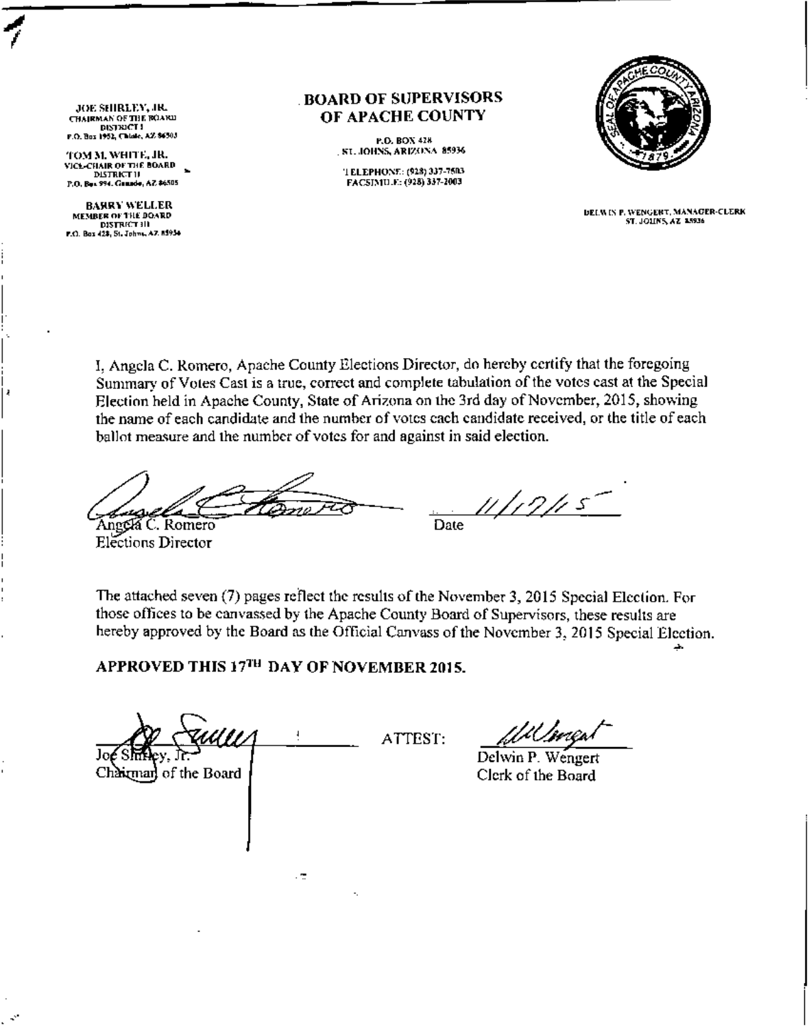JOE SHIRLEY, JR.
CHAIRMAN OF THE BOARD
DISTRICT I
P.O. Box 1952, Chinle, AZ 86503

TOM M. WHITE, JR.
VICE-CHAIR OF THE BOARD
DISTRICT II
P.O. Box 994, Ganado, AZ 86505

BARRY WELLER
MEMBER OF THE BOARD
DISTRICT III
P.O. Box 428, St. Johns, AZ 85936

**BOARD OF SUPERVISORS**
**OF APACHE COUNTY**

P.O. BOX 428
ST. JOHNS, ARIZONA 85936

TELEPHONE: (928) 337-7503
FACSIMILE: (928) 337-2003

DELWIN P. WENGERT, MANAGER-CLERK
ST. JOHNS, AZ 85936

I, Angela C. Romero, Apache County Elections Director, do hereby certify that the foregoing Summary of Votes Cast is a true, correct and complete tabulation of the votes cast at the Special Election held in Apache County, State of Arizona on the 3rd day of November, 2015, showing the name of each candidate and the number of votes each candidate received, or the title of each ballot measure and the number of votes for and against in said election.

Angela C. Romero
Elections Director

Date 11/17/15

The attached seven (7) pages reflect the results of the November 3, 2015 Special Election. For those offices to be canvassed by the Apache County Board of Supervisors, these results are hereby approved by the Board as the Official Canvass of the November 3, 2015 Special Election.

**APPROVED THIS 17TH DAY OF NOVEMBER 2015.**

Joe Shirley, Jr.
Chairman of the Board

ATTEST:

Delwin P. Wengert
Clerk of the Board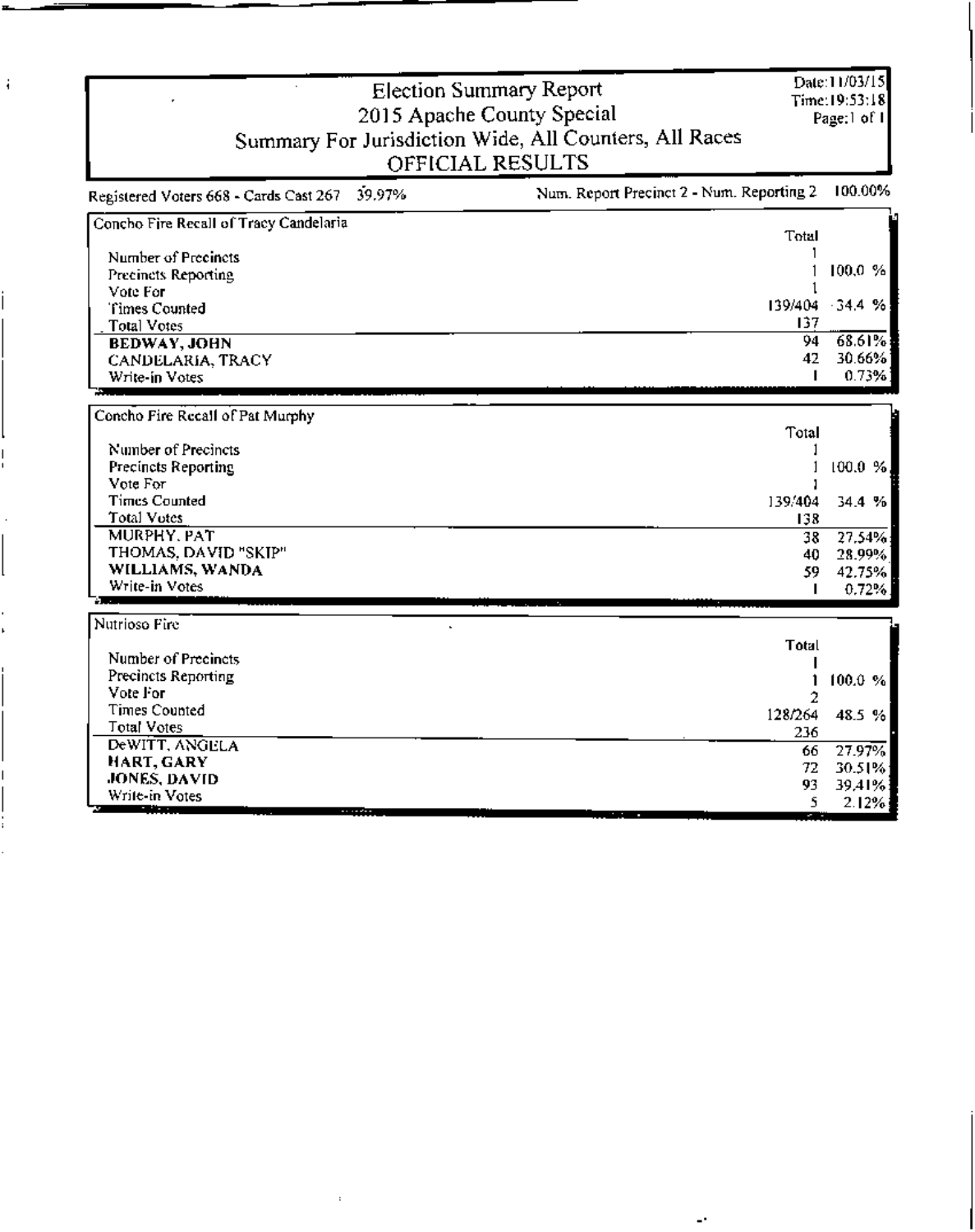# Election Summary Report
## 2015 Apache County Special
## Summary For Jurisdiction Wide, All Counters, All Races
## OFFICIAL RESULTS

Date:11/03/15
Time:19:53:18

Registered Voters 668 - Cards Cast 267 39.97% | Num. Report Precinct 2 - Num. Reporting 2 100.00%

### Concho Fire Recall of Tracy Candelaria

| | Total | |
|---|---|---|
| Number of Precincts | 1 | |
| Precincts Reporting | 1 | 100.0 % |
| Vote For | 1 | |
| Times Counted | 139/404 | 34.4 % |
| Total Votes | 137 | |
| **BEDWAY, JOHN** | 94 | 68.61% |
| CANDELARIA, TRACY | 42 | 30.66% |
| Write-in Votes | 1 | 0.73% |

### Concho Fire Recall of Pat Murphy

| | Total | |
|---|---|---|
| Number of Precincts | 1 | |
| Precincts Reporting | 1 | 100.0 % |
| Vote For | 1 | |
| Times Counted | 139/404 | 34.4 % |
| Total Votes | 138 | |
| MURPHY, PAT | 38 | 27.54% |
| THOMAS, DAVID "SKIP" | 40 | 28.99% |
| **WILLIAMS, WANDA** | 59 | 42.75% |
| Write-in Votes | 1 | 0.72% |

### Nutrioso Fire

| | Total | |
|---|---|---|
| Number of Precincts | 1 | |
| Precincts Reporting | 1 | 100.0 % |
| Vote For | 2 | |
| Times Counted | 128/264 | 48.5 % |
| Total Votes | 236 | |
| DeWITT, ANGELA | 66 | 27.97% |
| **HART, GARY** | 72 | 30.51% |
| **JONES, DAVID** | 93 | 39.41% |
| Write-in Votes | 5 | 2.12% |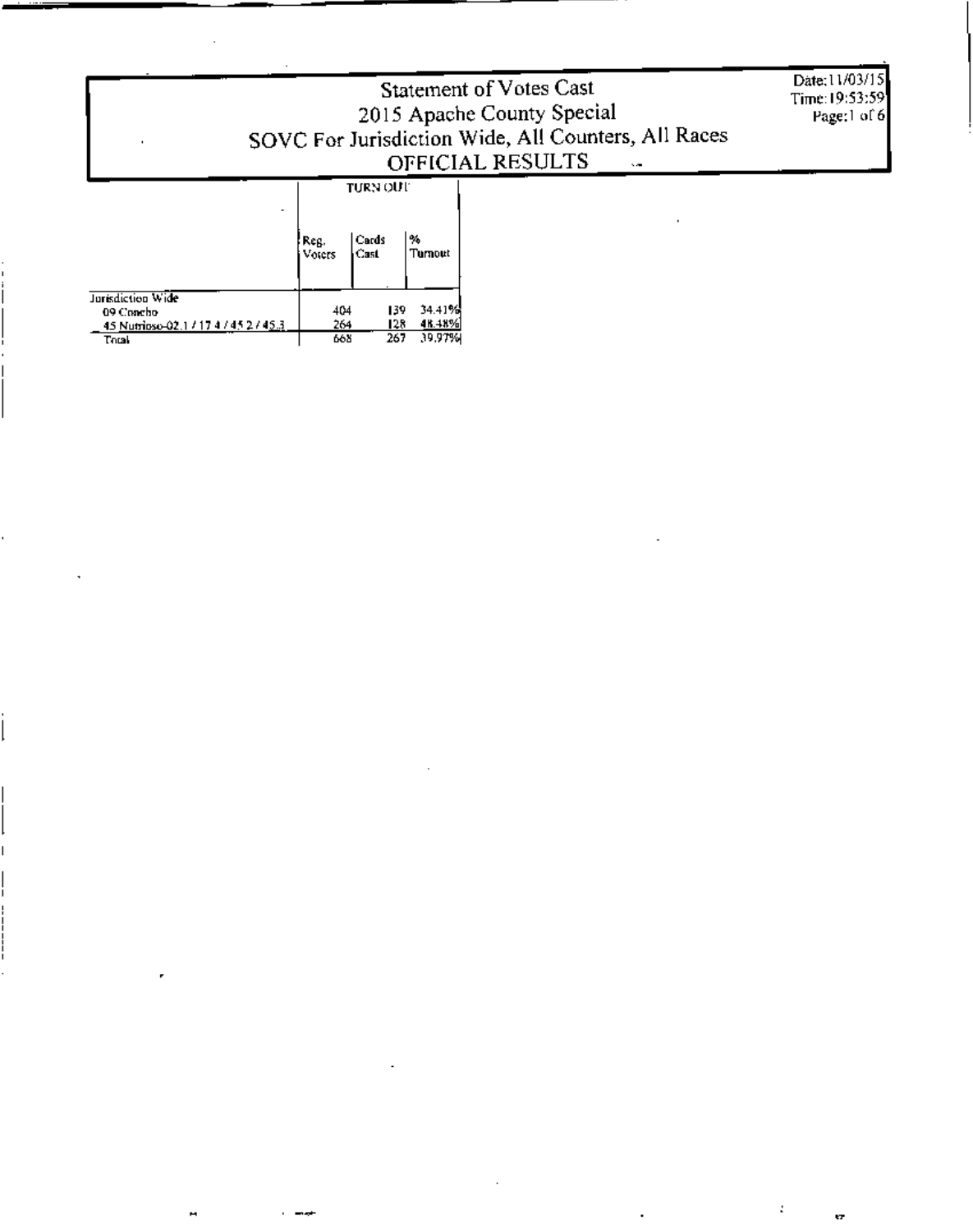# Statement of Votes Cast

## 2015 Apache County Special

## SOVC For Jurisdiction Wide, All Counters, All Races

## OFFICIAL RESULTS

Date: 11/03/15
Time: 19:53:59

| | TURN OUT | | |
|---|---|---|---|
| | Reg. Voters | Cards Cast | % Turnout |
| Jurisdiction Wide | | | |
| 09 Concho | 404 | 139 | 34.41% |
| 45 Nutrioso-02.1 / 17.4 / 45.2 / 45.3 | 264 | 128 | 48.48% |
| Total | 668 | 267 | 39.97% |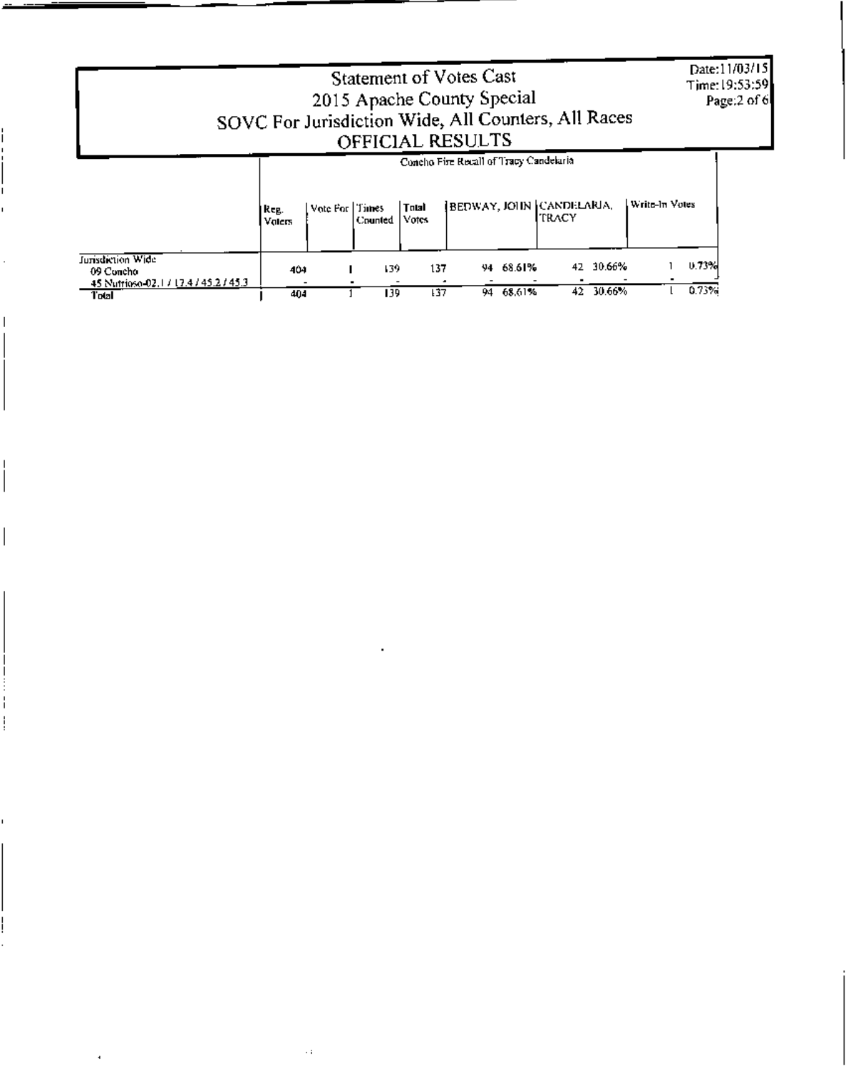# Statement of Votes Cast
## 2015 Apache County Special
## SOVC For Jurisdiction Wide, All Counters, All Races
## OFFICIAL RESULTS

Date:11/03/15
Time:19:53:59

| | Concho Fire Recall of Tracy Candelaria | | | | | | | | | |
|---|---|---|---|---|---|---|---|---|---|---|
| | Reg. Voters | Vote For | Times Counted | Total Votes | BEDWAY, JOHN | | CANDELARIA, TRACY | | Write-In Votes | |
| Jurisdiction Wide<br>09 Concho<br>45 Nutrioso-02.1 / 17.4 / 45.2 / 45.3 | 404 | 1 | 139 | 137 | 94 | 68.61% | 42 | 30.66% | 1 | 0.73% |
| Total | 404 | 1 | 139 | 137 | 94 | 68.61% | 42 | 30.66% | 1 | 0.73% |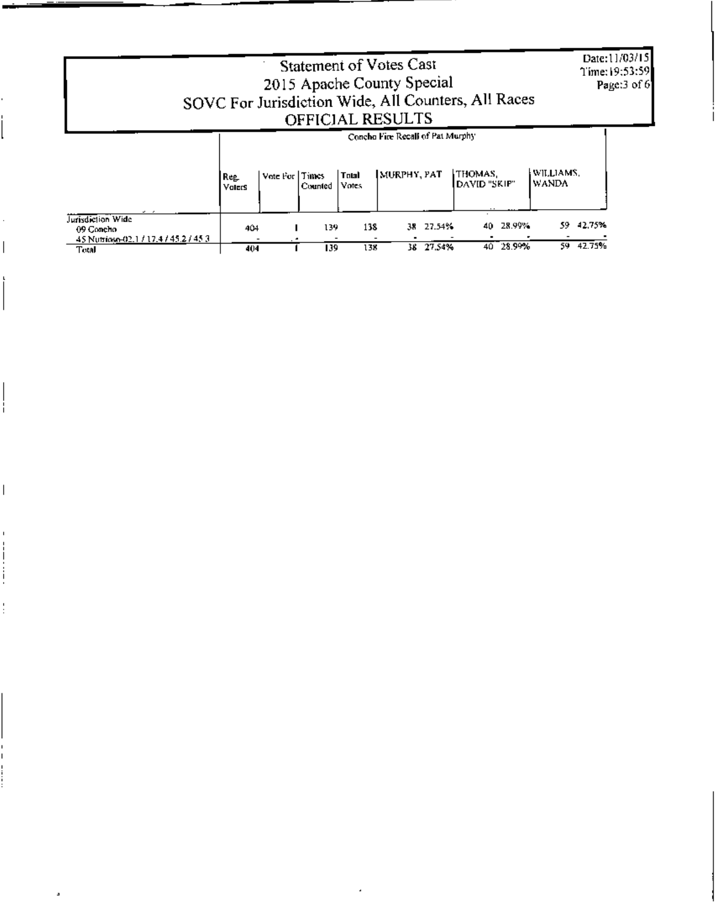Statement of Votes Cast
2015 Apache County Special
SOVC For Jurisdiction Wide, All Counters, All Races
OFFICIAL RESULTS

Date:11/03/15
Time:19:53:59

Concho Fire Recall of Pat Murphy

| | Reg. Voters | Vote For | Times Counted | Total Votes | MURPHY, PAT | | THOMAS, DAVID "SKIP" | | WILLIAMS, WANDA | |
|---|---|---|---|---|---|---|---|---|---|---|
| Jurisdiction Wide | | | | | | | | | | |
| 09 Concho | 404 | 1 | 139 | 138 | 38 | 27.54% | 40 | 28.99% | 59 | 42.75% |
| 45 Nutrioso-02.1 / 17.4 / 45.2 / 45.3 | - | - | - | - | - | - | - | - | - | - |
| Total | 404 | 1 | 139 | 138 | 38 | 27.54% | 40 | 28.99% | 59 | 42.75% |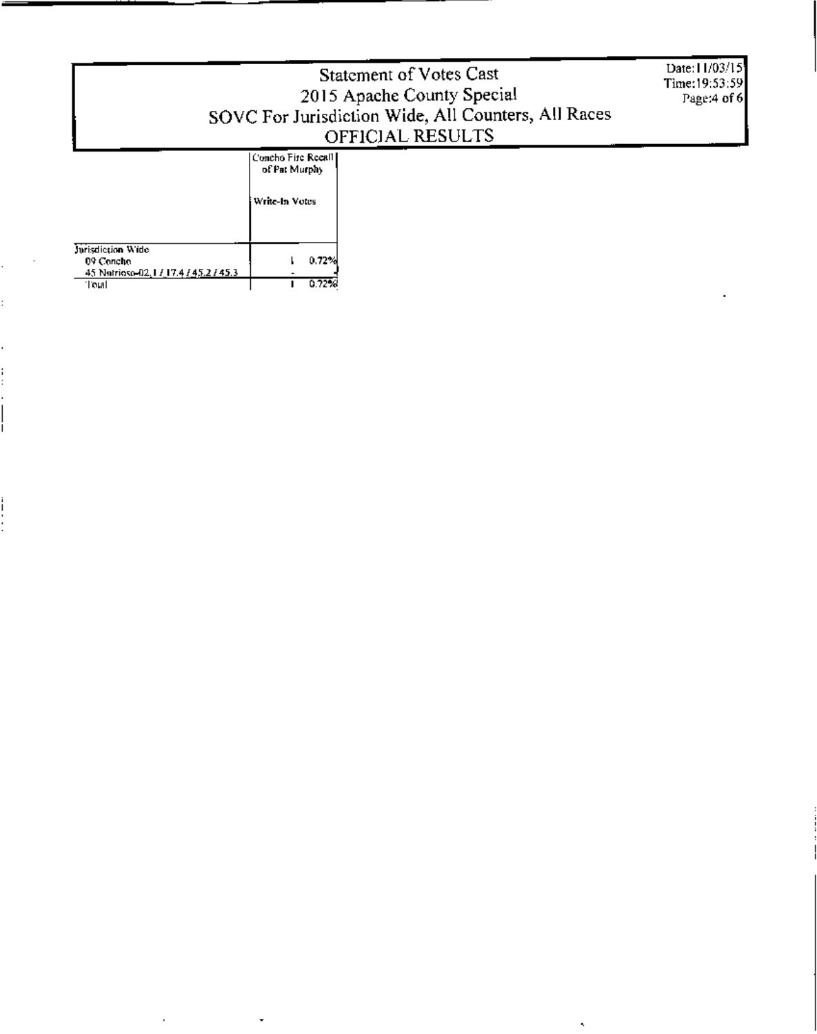# Statement of Votes Cast
## 2015 Apache County Special
## SOVC For Jurisdiction Wide, All Counters, All Races
## OFFICIAL RESULTS

Date:11/03/15
Time:19:53:59

| | Concho Fire Recall of Pat Murphy | |
|---|---|---|
| | Write-In Votes | |
| Jurisdiction Wide | | |
| 09 Concho | 1 | 0.72% |
| 45 Nutrioso-02.1 / 17.4 / 45.2 / 45.3 | - | |
| Total | 1 | 0.72% |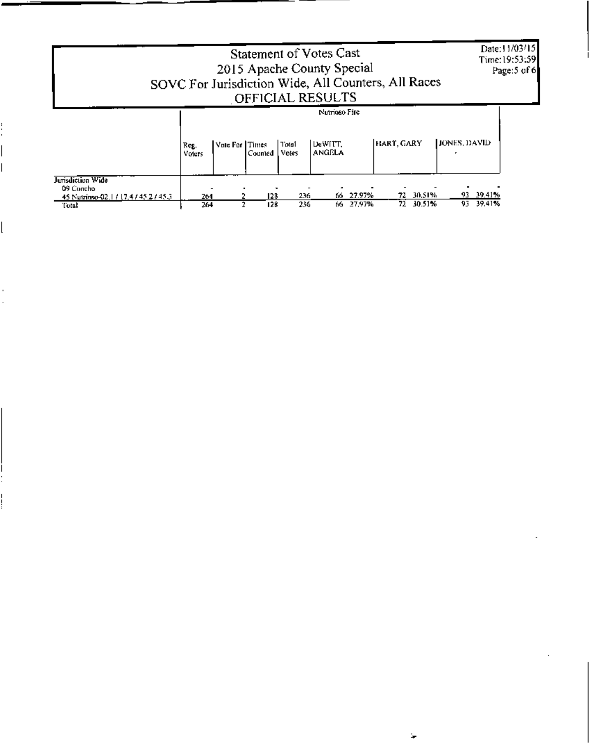# Statement of Votes Cast
## 2015 Apache County Special
## SOVC For Jurisdiction Wide, All Counters, All Races
## OFFICIAL RESULTS

Date:11/03/15
Time:19:53:59

| | Nutrioso Fire | | | | | | | | | |
|---|---|---|---|---|---|---|---|---|---|---|
| | Reg. Voters | Vote For | Times Counted | Total Votes | DeWITT, ANGELA | | HART, GARY | | JONES, DAVID | |
| **Jurisdiction Wide** | | | | | | | | | | |
| 09 Concho | | | | | | | | | | |
| 45 Nutrioso-02.1 / 17.4 / 45.2 / 45.3 | 264 | 2 | 128 | 236 | 66 | 27.97% | 72 | 30.51% | 93 | 39.41% |
| Total | 264 | 2 | 128 | 236 | 66 | 27.97% | 72 | 30.51% | 93 | 39.41% |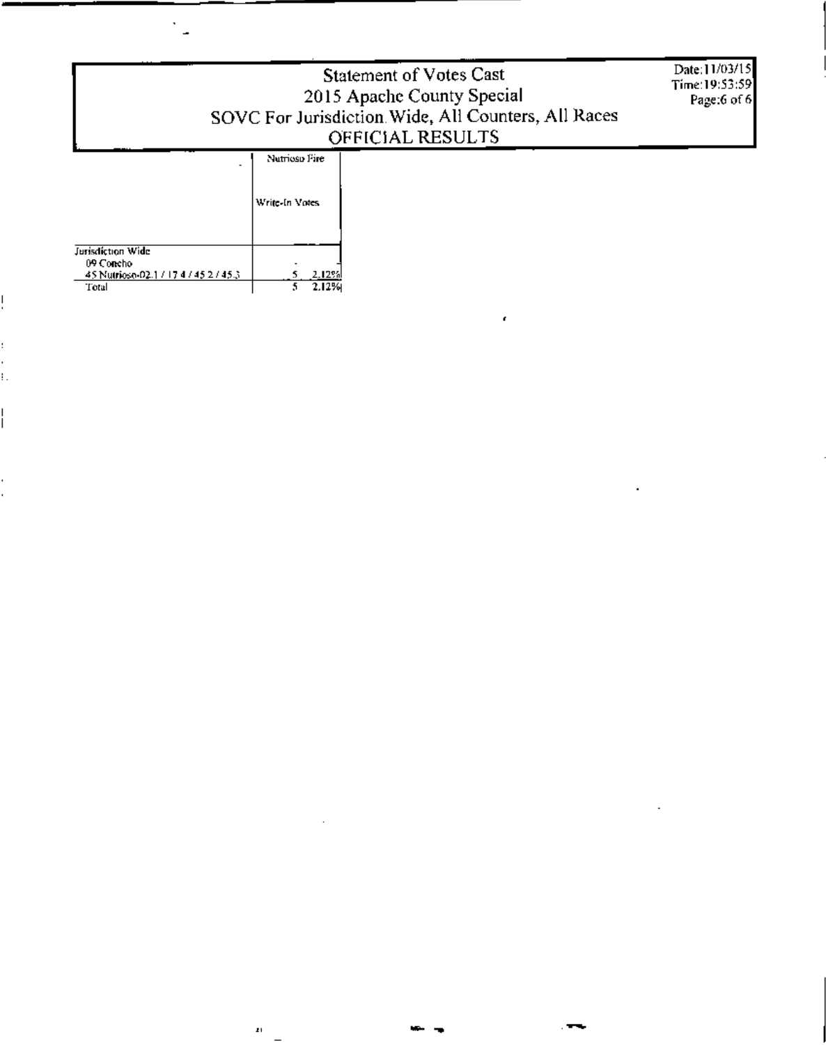# Statement of Votes Cast
## 2015 Apache County Special
## SOVC For Jurisdiction Wide, All Counters, All Races
## OFFICIAL RESULTS

Date:11/03/15
Time:19:53:59

| | Nutrioso Fire | |
|---|---|---|
| | Write-In Votes | |
| Jurisdiction Wide | | |
| 09 Concho | - | - |
| 45 Nutrioso-02.1 / 17.4 / 45.2 / 45.3 | 5 | 2.12% |
| Total | 5 | 2.12% |